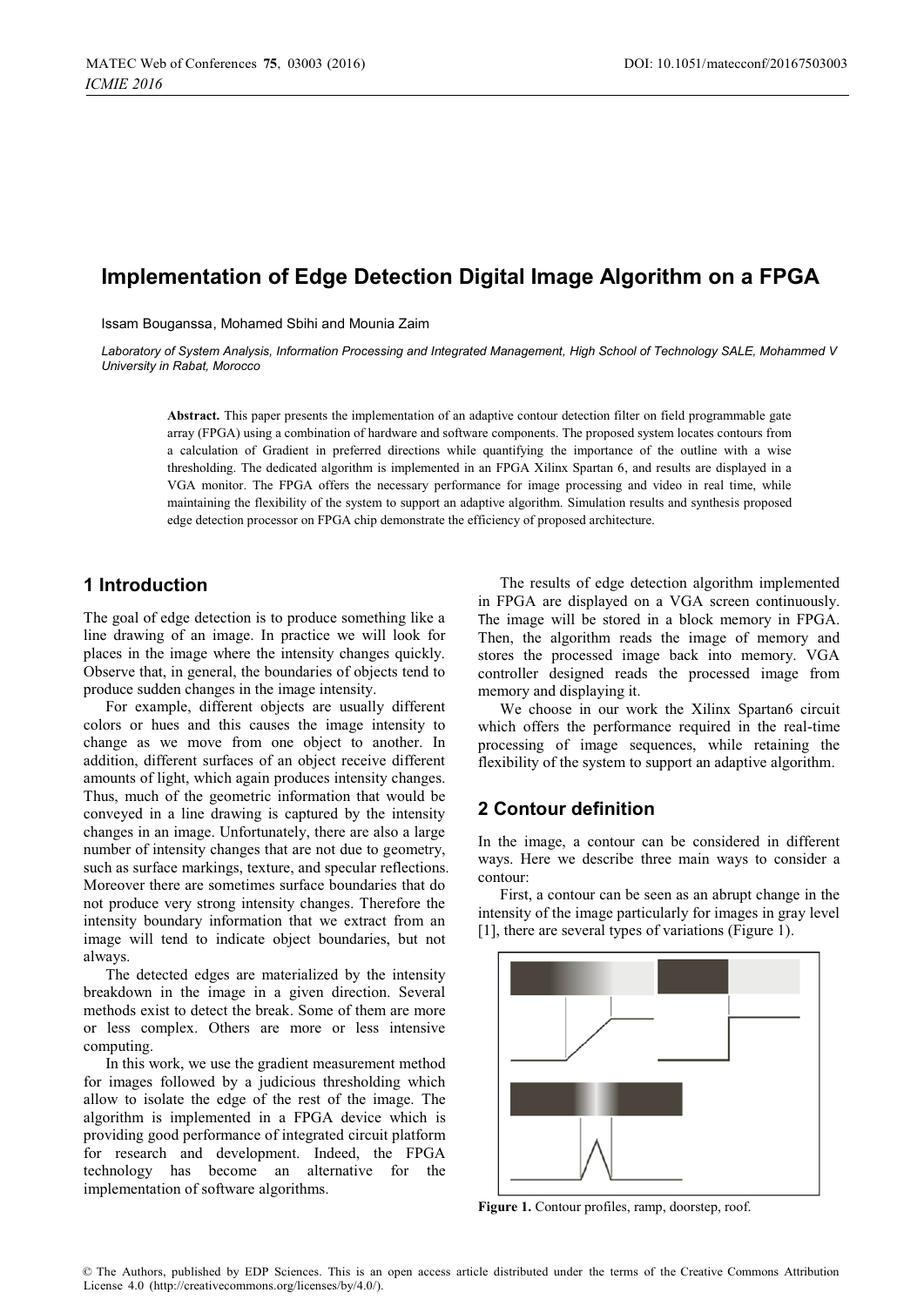# Implementation of Edge Detection Digital Image Algorithm on a FPGA

Issam Bouganssa, Mohamed Sbihi and Mounia Zaim

*Laboratory of System Analysis, Information Processing and Integrated Management, High School of Technology SALE, Mohammed V University in Rabat, Morocco*

**Abstract.** This paper presents the implementation of an adaptive contour detection filter on field programmable gate array (FPGA) using a combination of hardware and software components. The proposed system locates contours from a calculation of Gradient in preferred directions while quantifying the importance of the outline with a wise thresholding. The dedicated algorithm is implemented in an FPGA Xilinx Spartan 6, and results are displayed in a VGA monitor. The FPGA offers the necessary performance for image processing and video in real time, while maintaining the flexibility of the system to support an adaptive algorithm. Simulation results and synthesis proposed edge detection processor on FPGA chip demonstrate the efficiency of proposed architecture.

## 1 Introduction

The goal of edge detection is to produce something like a line drawing of an image. In practice we will look for places in the image where the intensity changes quickly. Observe that, in general, the boundaries of objects tend to produce sudden changes in the image intensity.

For example, different objects are usually different colors or hues and this causes the image intensity to change as we move from one object to another. In addition, different surfaces of an object receive different amounts of light, which again produces intensity changes. Thus, much of the geometric information that would be conveyed in a line drawing is captured by the intensity changes in an image. Unfortunately, there are also a large number of intensity changes that are not due to geometry, such as surface markings, texture, and specular reflections. Moreover there are sometimes surface boundaries that do not produce very strong intensity changes. Therefore the intensity boundary information that we extract from an image will tend to indicate object boundaries, but not always.

The detected edges are materialized by the intensity breakdown in the image in a given direction. Several methods exist to detect the break. Some of them are more or less complex. Others are more or less intensive computing.

In this work, we use the gradient measurement method for images followed by a judicious thresholding which allow to isolate the edge of the rest of the image. The algorithm is implemented in a FPGA device which is providing good performance of integrated circuit platform for research and development. Indeed, the FPGA technology has become an alternative for the implementation of software algorithms.

The results of edge detection algorithm implemented in FPGA are displayed on a VGA screen continuously. The image will be stored in a block memory in FPGA. Then, the algorithm reads the image of memory and stores the processed image back into memory. VGA controller designed reads the processed image from memory and displaying it.

We choose in our work the Xilinx Spartan6 circuit which offers the performance required in the real-time processing of image sequences, while retaining the flexibility of the system to support an adaptive algorithm.

## 2 Contour definition

In the image, a contour can be considered in different ways. Here we describe three main ways to consider a contour:

First, a contour can be seen as an abrupt change in the intensity of the image particularly for images in gray level [1], there are several types of variations (Figure 1).

**Figure 1.** Contour profiles, ramp, doorstep, roof.

© The Authors, published by EDP Sciences. This is an open access article distributed under the terms of the Creative Commons Attribution License 4.0 (http://creativecommons.org/licenses/by/4.0/).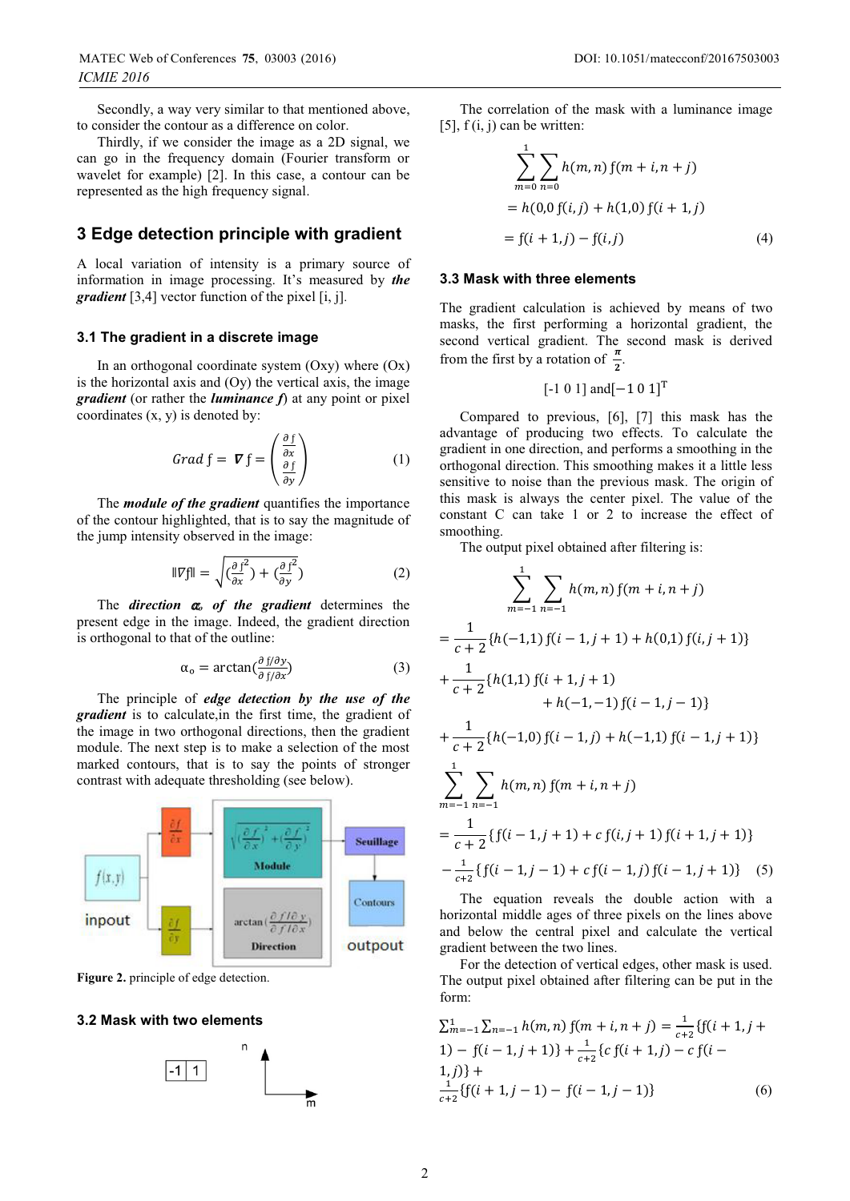Secondly, a way very similar to that mentioned above, to consider the contour as a difference on color.

Thirdly, if we consider the image as a 2D signal, we can go in the frequency domain (Fourier transform or wavelet for example) [2]. In this case, a contour can be represented as the high frequency signal.

## 3 Edge detection principle with gradient

A local variation of intensity is a primary source of information in image processing. It's measured by ***the gradient*** [3,4] vector function of the pixel [i, j].

### 3.1 The gradient in a discrete image

In an orthogonal coordinate system (Oxy) where (Ox) is the horizontal axis and (Oy) the vertical axis, the image ***gradient*** (or rather the ***luminance f***) at any point or pixel coordinates (x, y) is denoted by:

$$Grad\ f = \nabla f = \begin{pmatrix} \frac{\partial f}{\partial x} \\ \frac{\partial f}{\partial y} \end{pmatrix} \quad (1)$$

The ***module of the gradient*** quantifies the importance of the contour highlighted, that is to say the magnitude of the jump intensity observed in the image:

$$\|\nabla f\| = \sqrt{(\frac{\partial f}{\partial x}^2) + (\frac{\partial f}{\partial y}^2)} \quad (2)$$

The ***direction*** $\alpha_o$ ***of the gradient*** determines the present edge in the image. Indeed, the gradient direction is orthogonal to that of the outline:

$$\alpha_o = \arctan(\frac{\partial f/\partial y}{\partial f/\partial x}) \quad (3)$$

The principle of ***edge detection by the use of the gradient*** is to calculate,in the first time, the gradient of the image in two orthogonal directions, then the gradient module. The next step is to make a selection of the most marked contours, that is to say the points of stronger contrast with adequate thresholding (see below).

**Figure 2.** principle of edge detection.

### 3.2 Mask with two elements

| -1 | 1 |
|---|---|

The correlation of the mask with a luminance image [5], f (i, j) can be written:

$$\sum_{m=0}^{1}\sum_{n=0} h(m,n)\, f(m+i, n+j)$$
$$= h(0,0\, f(i,j) + h(1,0)\, f(i+1,j)$$
$$= f(i+1,j) - f(i,j) \quad (4)$$

### 3.3 Mask with three elements

The gradient calculation is achieved by means of two masks, the first performing a horizontal gradient, the second vertical gradient. The second mask is derived from the first by a rotation of $\frac{\pi}{2}$.

$$[-1\ 0\ 1] \text{ and} [-1\ 0\ 1]^T$$

Compared to previous, [6], [7] this mask has the advantage of producing two effects. To calculate the gradient in one direction, and performs a smoothing in the orthogonal direction. This smoothing makes it a little less sensitive to noise than the previous mask. The origin of this mask is always the center pixel. The value of the constant C can take 1 or 2 to increase the effect of smoothing.

The output pixel obtained after filtering is:

$$\sum_{m=-1}^{1}\sum_{n=-1} h(m,n)\, f(m+i, n+j)$$
$$= \frac{1}{c+2}\{h(-1,1)\, f(i-1,j+1) + h(0,1)\, f(i,j+1)\}$$
$$+ \frac{1}{c+2}\{h(1,1)\, f(i+1,j+1) + h(-1,-1)\, f(i-1,j-1)\}$$
$$+ \frac{1}{c+2}\{h(-1,0)\, f(i-1,j) + h(-1,1)\, f(i-1,j+1)\}$$
$$\sum_{m=-1}^{1}\sum_{n=-1} h(m,n)\, f(m+i, n+j)$$
$$= \frac{1}{c+2}\{f(i-1,j+1) + c\, f(i,j+1)\, f(i+1,j+1)\}$$
$$- \frac{1}{c+2}\{f(i-1,j-1) + c\, f(i-1,j)\, f(i-1,j+1)\} \quad (5)$$

The equation reveals the double action with a horizontal middle ages of three pixels on the lines above and below the central pixel and calculate the vertical gradient between the two lines.

For the detection of vertical edges, other mask is used. The output pixel obtained after filtering can be put in the form:

$$\sum_{m=-1}^{1}\sum_{n=-1} h(m,n)\, f(m+i,n+j) = \frac{1}{c+2}\{f(i+1,j+1) - f(i-1,j+1)\} + \frac{1}{c+2}\{c\, f(i+1,j) - c\, f(i-1,j)\} + \frac{1}{c+2}\{f(i+1,j-1) - f(i-1,j-1)\} \quad (6)$$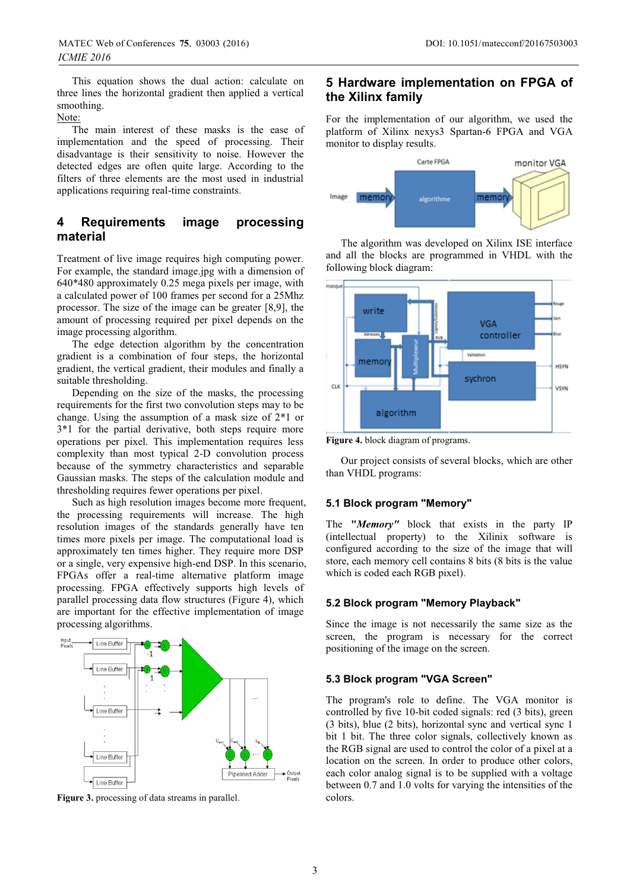This equation shows the dual action: calculate on three lines the horizontal gradient then applied a vertical smoothing.

Note:

The main interest of these masks is the ease of implementation and the speed of processing. Their disadvantage is their sensitivity to noise. However the detected edges are often quite large. According to the filters of three elements are the most used in industrial applications requiring real-time constraints.

# 4 Requirements image processing material

Treatment of live image requires high computing power. For example, the standard image.jpg with a dimension of 640*480 approximately 0.25 mega pixels per image, with a calculated power of 100 frames per second for a 25Mhz processor. The size of the image can be greater [8,9], the amount of processing required per pixel depends on the image processing algorithm.

The edge detection algorithm by the concentration gradient is a combination of four steps, the horizontal gradient, the vertical gradient, their modules and finally a suitable thresholding.

Depending on the size of the masks, the processing requirements for the first two convolution steps may to be change. Using the assumption of a mask size of 2*1 or 3*1 for the partial derivative, both steps require more operations per pixel. This implementation requires less complexity than most typical 2-D convolution process because of the symmetry characteristics and separable Gaussian masks. The steps of the calculation module and thresholding requires fewer operations per pixel.

Such as high resolution images become more frequent, the processing requirements will increase. The high resolution images of the standards generally have ten times more pixels per image. The computational load is approximately ten times higher. They require more DSP or a single, very expensive high-end DSP. In this scenario, FPGAs offer a real-time alternative platform image processing. FPGA effectively supports high levels of parallel processing data flow structures (Figure 4), which are important for the effective implementation of image processing algorithms.

**Figure 3.** processing of data streams in parallel.

# 5 Hardware implementation on FPGA of the Xilinx family

For the implementation of our algorithm, we used the platform of Xilinx nexys3 Spartan-6 FPGA and VGA monitor to display results.

The algorithm was developed on Xilinx ISE interface and all the blocks are programmed in VHDL with the following block diagram:

**Figure 4.** block diagram of programs.

Our project consists of several blocks, which are other than VHDL programs:

## 5.1 Block program "Memory"

The ***"Memory"*** block that exists in the party IP (intellectual property) to the Xilinx software is configured according to the size of the image that will store, each memory cell contains 8 bits (8 bits is the value which is coded each RGB pixel).

## 5.2 Block program "Memory Playback"

Since the image is not necessarily the same size as the screen, the program is necessary for the correct positioning of the image on the screen.

## 5.3 Block program "VGA Screen"

The program's role to define. The VGA monitor is controlled by five 10-bit coded signals: red (3 bits), green (3 bits), blue (2 bits), horizontal sync and vertical sync 1 bit 1 bit. The three color signals, collectively known as the RGB signal are used to control the color of a pixel at a location on the screen. In order to produce other colors, each color analog signal is to be supplied with a voltage between 0.7 and 1.0 volts for varying the intensities of the colors.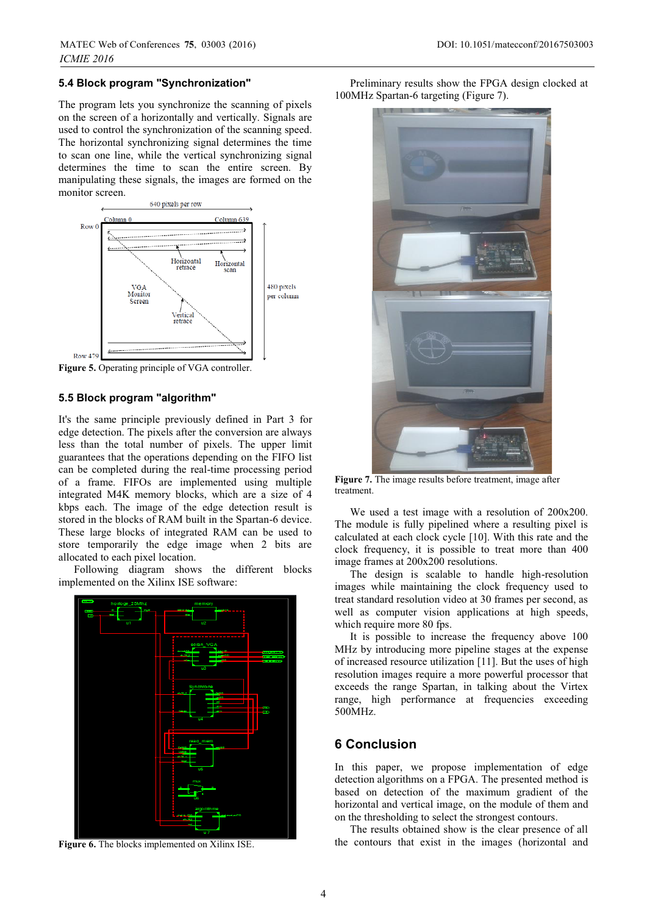### 5.4 Block program "Synchronization"

The program lets you synchronize the scanning of pixels on the screen of a horizontally and vertically. Signals are used to control the synchronization of the scanning speed. The horizontal synchronizing signal determines the time to scan one line, while the vertical synchronizing signal determines the time to scan the entire screen. By manipulating these signals, the images are formed on the monitor screen.

**Figure 5.** Operating principle of VGA controller.

### 5.5 Block program "algorithm"

It's the same principle previously defined in Part 3 for edge detection. The pixels after the conversion are always less than the total number of pixels. The upper limit guarantees that the operations depending on the FIFO list can be completed during the real-time processing period of a frame. FIFOs are implemented using multiple integrated M4K memory blocks, which are a size of 4 kbps each. The image of the edge detection result is stored in the blocks of RAM built in the Spartan-6 device. These large blocks of integrated RAM can be used to store temporarily the edge image when 2 bits are allocated to each pixel location.

Following diagram shows the different blocks implemented on the Xilinx ISE software:

**Figure 6.** The blocks implemented on Xilinx ISE.

Preliminary results show the FPGA design clocked at 100MHz Spartan-6 targeting (Figure 7).

**Figure 7.** The image results before treatment, image after treatment.

We used a test image with a resolution of 200x200. The module is fully pipelined where a resulting pixel is calculated at each clock cycle [10]. With this rate and the clock frequency, it is possible to treat more than 400 image frames at 200x200 resolutions.

The design is scalable to handle high-resolution images while maintaining the clock frequency used to treat standard resolution video at 30 frames per second, as well as computer vision applications at high speeds, which require more 80 fps.

It is possible to increase the frequency above 100 MHz by introducing more pipeline stages at the expense of increased resource utilization [11]. But the uses of high resolution images require a more powerful processor that exceeds the range Spartan, in talking about the Virtex range, high performance at frequencies exceeding 500MHz.

## 6 Conclusion

In this paper, we propose implementation of edge detection algorithms on a FPGA. The presented method is based on detection of the maximum gradient of the horizontal and vertical image, on the module of them and on the thresholding to select the strongest contours.

The results obtained show is the clear presence of all the contours that exist in the images (horizontal and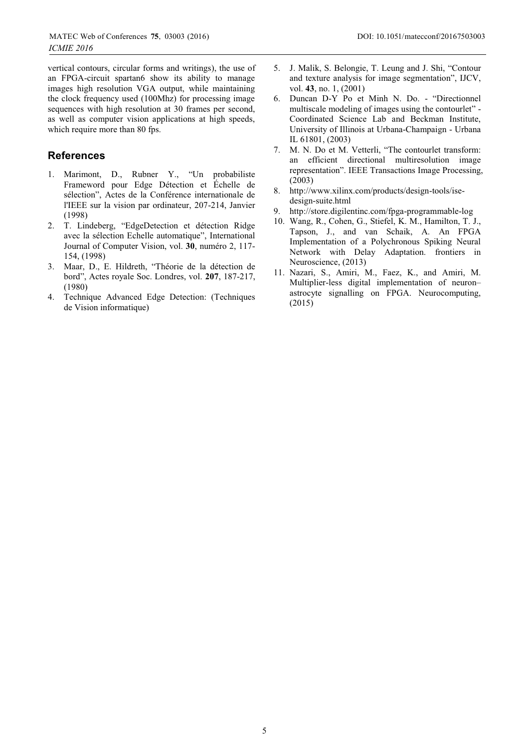vertical contours, circular forms and writings), the use of an FPGA-circuit spartan6 show its ability to manage images high resolution VGA output, while maintaining the clock frequency used (100Mhz) for processing image sequences with high resolution at 30 frames per second, as well as computer vision applications at high speeds, which require more than 80 fps.

## References

1. Marimont, D., Rubner Y., "Un probabiliste Frameword pour Edge Détection et Échelle de sélection", Actes de la Conférence internationale de l'IEEE sur la vision par ordinateur, 207-214, Janvier (1998)
2. T. Lindeberg, "EdgeDetection et détection Ridge avec la sélection Echelle automatique", International Journal of Computer Vision, vol. **30**, numéro 2, 117-154, (1998)
3. Maar, D., E. Hildreth, "Théorie de la détection de bord", Actes royale Soc. Londres, vol. **207**, 187-217, (1980)
4. Technique Advanced Edge Detection: (Techniques de Vision informatique)
5. J. Malik, S. Belongie, T. Leung and J. Shi, "Contour and texture analysis for image segmentation", IJCV, vol. **43**, no. 1, (2001)
6. Duncan D-Y Po et Minh N. Do. - "Directionnel multiscale modeling of images using the contourlet" - Coordinated Science Lab and Beckman Institute, University of Illinois at Urbana-Champaign - Urbana IL 61801, (2003)
7. M. N. Do et M. Vetterli, "The contourlet transform: an efficient directional multiresolution image representation". IEEE Transactions Image Processing, (2003)
8. http://www.xilinx.com/products/design-tools/ise-design-suite.html
9. http://store.digilentinc.com/fpga-programmable-log
10. Wang, R., Cohen, G., Stiefel, K. M., Hamilton, T. J., Tapson, J., and van Schaik, A. An FPGA Implementation of a Polychronous Spiking Neural Network with Delay Adaptation. frontiers in Neuroscience, (2013)
11. Nazari, S., Amiri, M., Faez, K., and Amiri, M. Multiplier-less digital implementation of neuron–astrocyte signalling on FPGA. Neurocomputing, (2015)